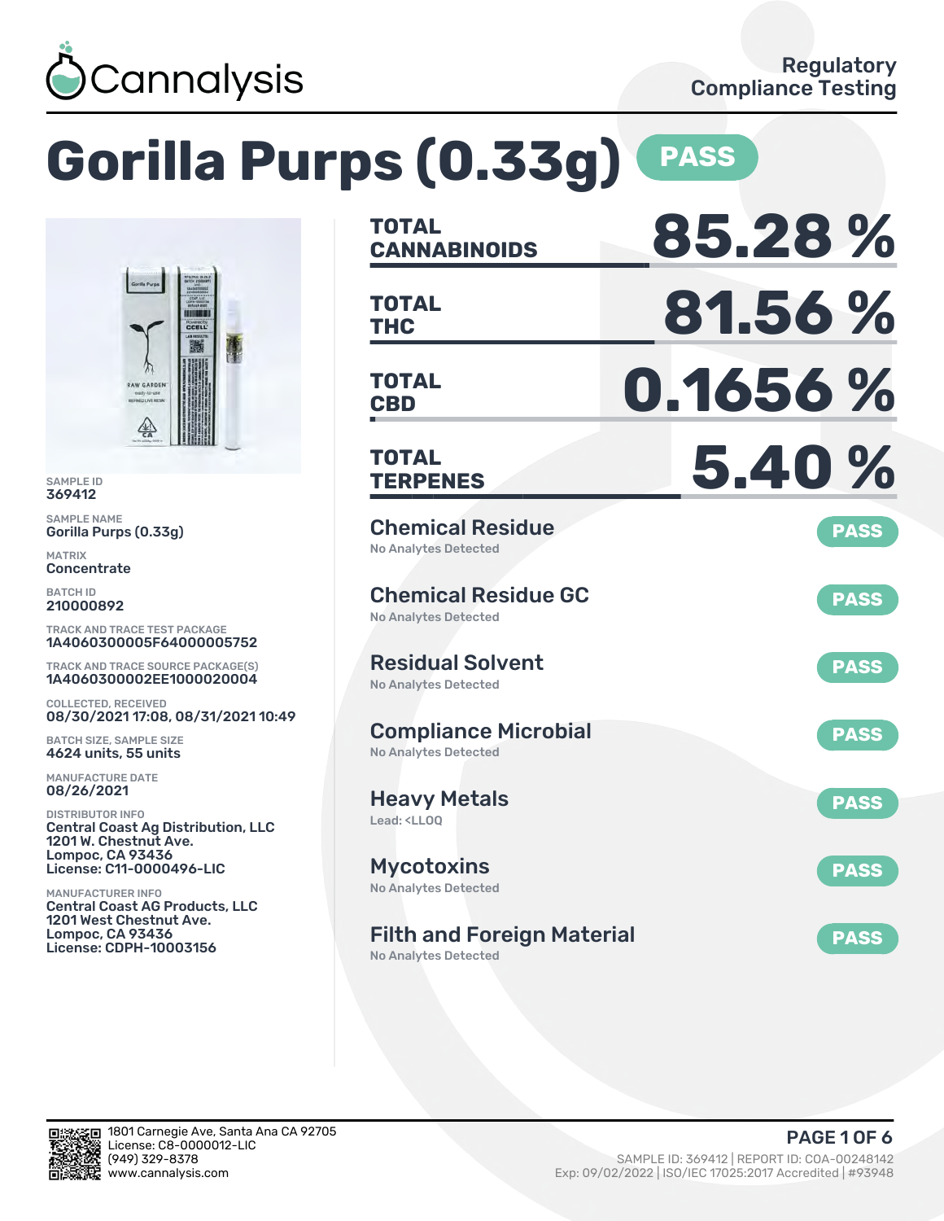Cannalysis

Regulatory Compliance Testing

# Gorilla Purps (0.33g) PASS

SAMPLE ID
369412

SAMPLE NAME
Gorilla Purps (0.33g)

MATRIX
Concentrate

BATCH ID
210000892

TRACK AND TRACE TEST PACKAGE
1A4060300005F64000005752

TRACK AND TRACE SOURCE PACKAGE(S)
1A4060300002EE1000020004

COLLECTED, RECEIVED
08/30/2021 17:08, 08/31/2021 10:49

BATCH SIZE, SAMPLE SIZE
4624 units, 55 units

MANUFACTURE DATE
08/26/2021

DISTRIBUTOR INFO
Central Coast Ag Distribution, LLC
1201 W. Chestnut Ave.
Lompoc, CA 93436
License: C11-0000496-LIC

MANUFACTURER INFO
Central Coast AG Products, LLC
1201 West Chestnut Ave.
Lompoc, CA 93436
License: CDPH-10003156

| | |
|---|---|
| **TOTAL CANNABINOIDS** | **85.28 %** |
| **TOTAL THC** | **81.56 %** |
| **TOTAL CBD** | **0.1656 %** |
| **TOTAL TERPENES** | **5.40 %** |

| Test | Result | Status |
|---|---|---|
| Chemical Residue | No Analytes Detected | PASS |
| Chemical Residue GC | No Analytes Detected | PASS |
| Residual Solvent | No Analytes Detected | PASS |
| Compliance Microbial | No Analytes Detected | PASS |
| Heavy Metals | Lead: <LLOQ | PASS |
| Mycotoxins | No Analytes Detected | PASS |
| Filth and Foreign Material | No Analytes Detected | PASS |

1801 Carnegie Ave, Santa Ana CA 92705
License: C8-0000012-LIC
(949) 329-8378
www.cannalysis.com

SAMPLE ID: 369412 | REPORT ID: COA-00248142
Exp: 09/02/2022 | ISO/IEC 17025:2017 Accredited | #93948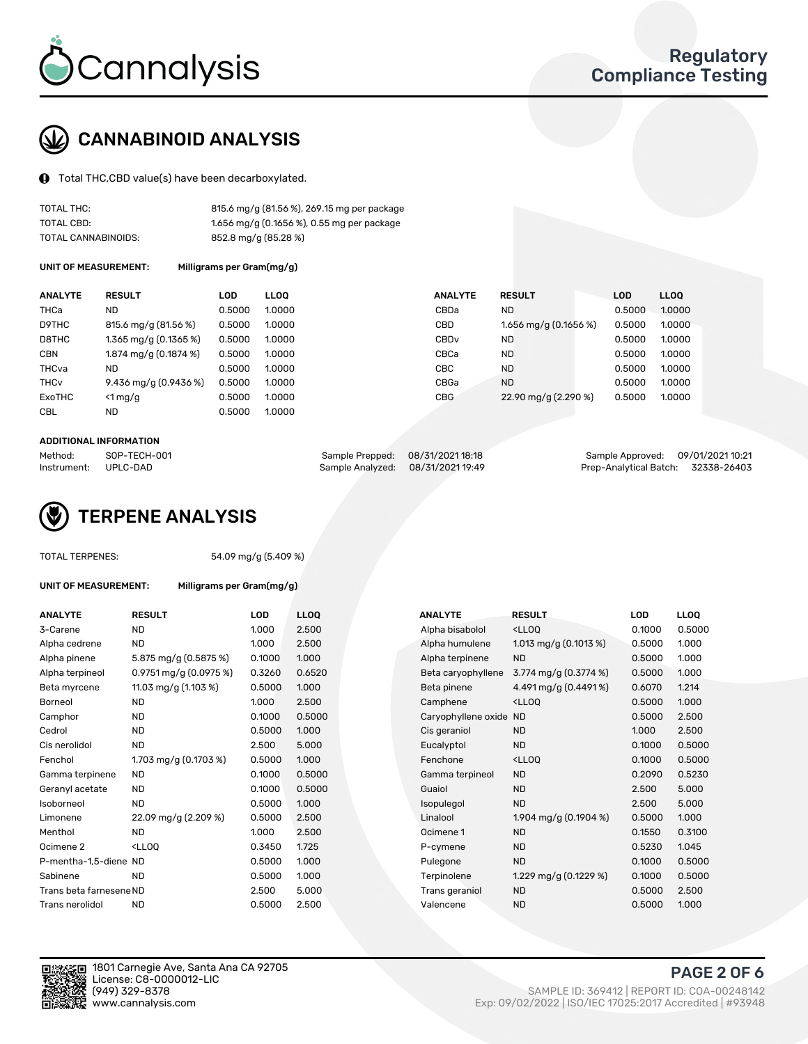# Cannalysis

**Regulatory Compliance Testing**

## CANNABINOID ANALYSIS

Total THC,CBD value(s) have been decarboxylated.

| | |
|---|---|
| TOTAL THC: | 815.6 mg/g (81.56 %), 269.15 mg per package |
| TOTAL CBD: | 1.656 mg/g (0.1656 %), 0.55 mg per package |
| TOTAL CANNABINOIDS: | 852.8 mg/g (85.28 %) |

**UNIT OF MEASUREMENT:** Milligrams per Gram(mg/g)

| ANALYTE | RESULT | LOD | LLOQ | ANALYTE | RESULT | LOD | LLOQ |
|---|---|---|---|---|---|---|---|
| THCa | ND | 0.5000 | 1.0000 | CBDa | ND | 0.5000 | 1.0000 |
| D9THC | 815.6 mg/g (81.56 %) | 0.5000 | 1.0000 | CBD | 1.656 mg/g (0.1656 %) | 0.5000 | 1.0000 |
| D8THC | 1.365 mg/g (0.1365 %) | 0.5000 | 1.0000 | CBDv | ND | 0.5000 | 1.0000 |
| CBN | 1.874 mg/g (0.1874 %) | 0.5000 | 1.0000 | CBCa | ND | 0.5000 | 1.0000 |
| THCva | ND | 0.5000 | 1.0000 | CBC | ND | 0.5000 | 1.0000 |
| THCv | 9.436 mg/g (0.9436 %) | 0.5000 | 1.0000 | CBGa | ND | 0.5000 | 1.0000 |
| ExoTHC | <1 mg/g | 0.5000 | 1.0000 | CBG | 22.90 mg/g (2.290 %) | 0.5000 | 1.0000 |
| CBL | ND | 0.5000 | 1.0000 | | | | |

**ADDITIONAL INFORMATION**

| | | | | | |
|---|---|---|---|---|---|
| Method: | SOP-TECH-001 | Sample Prepped: | 08/31/2021 18:18 | Sample Approved: | 09/01/2021 10:21 |
| Instrument: | UPLC-DAD | Sample Analyzed: | 08/31/2021 19:49 | Prep-Analytical Batch: | 32338-26403 |

## TERPENE ANALYSIS

TOTAL TERPENES: 54.09 mg/g (5.409 %)

**UNIT OF MEASUREMENT:** Milligrams per Gram(mg/g)

| ANALYTE | RESULT | LOD | LLOQ | ANALYTE | RESULT | LOD | LLOQ |
|---|---|---|---|---|---|---|---|
| 3-Carene | ND | 1.000 | 2.500 | Alpha bisabolol | <LLOQ | 0.1000 | 0.5000 |
| Alpha cedrene | ND | 1.000 | 2.500 | Alpha humulene | 1.013 mg/g (0.1013 %) | 0.5000 | 1.000 |
| Alpha pinene | 5.875 mg/g (0.5875 %) | 0.1000 | 1.000 | Alpha terpinene | ND | 0.5000 | 1.000 |
| Alpha terpineol | 0.9751 mg/g (0.0975 %) | 0.3260 | 0.6520 | Beta caryophyllene | 3.774 mg/g (0.3774 %) | 0.5000 | 1.000 |
| Beta myrcene | 11.03 mg/g (1.103 %) | 0.5000 | 1.000 | Beta pinene | 4.491 mg/g (0.4491 %) | 0.6070 | 1.214 |
| Borneol | ND | 1.000 | 2.500 | Camphene | <LLOQ | 0.5000 | 1.000 |
| Camphor | ND | 0.1000 | 0.5000 | Caryophyllene oxide | ND | 0.5000 | 2.500 |
| Cedrol | ND | 0.5000 | 1.000 | Cis geraniol | ND | 1.000 | 2.500 |
| Cis nerolidol | ND | 2.500 | 5.000 | Eucalyptol | ND | 0.1000 | 0.5000 |
| Fenchol | 1.703 mg/g (0.1703 %) | 0.5000 | 1.000 | Fenchone | <LLOQ | 0.1000 | 0.5000 |
| Gamma terpinene | ND | 0.1000 | 0.5000 | Gamma terpineol | ND | 0.2090 | 0.5230 |
| Geranyl acetate | ND | 0.1000 | 0.5000 | Guaiol | ND | 2.500 | 5.000 |
| Isoborneol | ND | 0.5000 | 1.000 | Isopulegol | ND | 2.500 | 5.000 |
| Limonene | 22.09 mg/g (2.209 %) | 0.5000 | 2.500 | Linalool | 1.904 mg/g (0.1904 %) | 0.5000 | 1.000 |
| Menthol | ND | 1.000 | 2.500 | Ocimene 1 | ND | 0.1550 | 0.3100 |
| Ocimene 2 | <LLOQ | 0.3450 | 1.725 | P-cymene | ND | 0.5230 | 1.045 |
| P-mentha-1,5-diene | ND | 0.5000 | 1.000 | Pulegone | ND | 0.1000 | 0.5000 |
| Sabinene | ND | 0.5000 | 1.000 | Terpinolene | 1.229 mg/g (0.1229 %) | 0.1000 | 0.5000 |
| Trans beta farnesene | ND | 2.500 | 5.000 | Trans geraniol | ND | 0.5000 | 2.500 |
| Trans nerolidol | ND | 0.5000 | 2.500 | Valencene | ND | 0.5000 | 1.000 |

1801 Carnegie Ave, Santa Ana CA 92705
License: C8-0000012-LIC
(949) 329-8378
www.cannalysis.com

SAMPLE ID: 369412 | REPORT ID: COA-00248142
Exp: 09/02/2022 | ISO/IEC 17025:2017 Accredited | #93948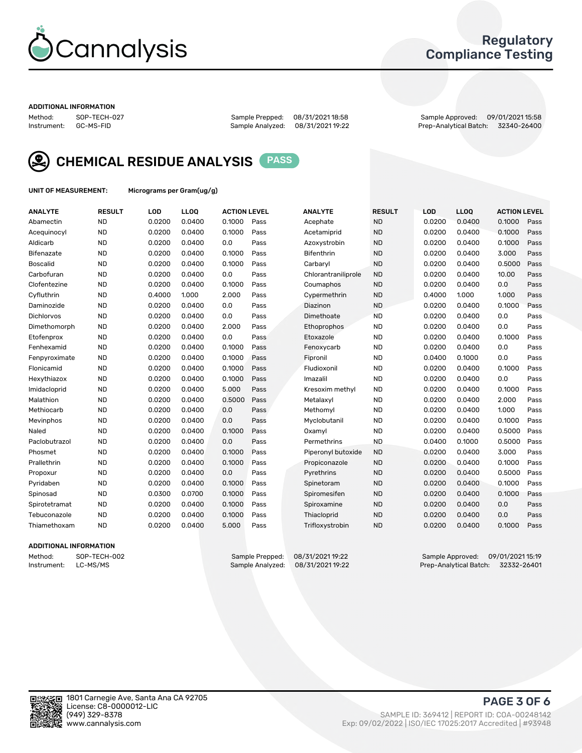Cannalysis

Regulatory Compliance Testing

ADDITIONAL INFORMATION

| Method: | SOP-TECH-027 | Sample Prepped: | 08/31/2021 18:58 | Sample Approved: | 09/01/2021 15:58 |
|---|---|---|---|---|---|
| Instrument: | GC-MS-FID | Sample Analyzed: | 08/31/2021 19:22 | Prep-Analytical Batch: | 32340-26400 |

## CHEMICAL RESIDUE ANALYSIS PASS

UNIT OF MEASUREMENT: Micrograms per Gram(ug/g)

| ANALYTE | RESULT | LOD | LLOQ | ACTION LEVEL | | ANALYTE | RESULT | LOD | LLOQ | ACTION LEVEL | |
|---|---|---|---|---|---|---|---|---|---|---|---|
| Abamectin | ND | 0.0200 | 0.0400 | 0.1000 | Pass | Acephate | ND | 0.0200 | 0.0400 | 0.1000 | Pass |
| Acequinocyl | ND | 0.0200 | 0.0400 | 0.1000 | Pass | Acetamiprid | ND | 0.0200 | 0.0400 | 0.1000 | Pass |
| Aldicarb | ND | 0.0200 | 0.0400 | 0.0 | Pass | Azoxystrobin | ND | 0.0200 | 0.0400 | 0.1000 | Pass |
| Bifenazate | ND | 0.0200 | 0.0400 | 0.1000 | Pass | Bifenthrin | ND | 0.0200 | 0.0400 | 3.000 | Pass |
| Boscalid | ND | 0.0200 | 0.0400 | 0.1000 | Pass | Carbaryl | ND | 0.0200 | 0.0400 | 0.5000 | Pass |
| Carbofuran | ND | 0.0200 | 0.0400 | 0.0 | Pass | Chlorantraniliprole | ND | 0.0200 | 0.0400 | 10.00 | Pass |
| Clofentezine | ND | 0.0200 | 0.0400 | 0.1000 | Pass | Coumaphos | ND | 0.0200 | 0.0400 | 0.0 | Pass |
| Cyfluthrin | ND | 0.4000 | 1.000 | 2.000 | Pass | Cypermethrin | ND | 0.4000 | 1.000 | 1.000 | Pass |
| Daminozide | ND | 0.0200 | 0.0400 | 0.0 | Pass | Diazinon | ND | 0.0200 | 0.0400 | 0.1000 | Pass |
| Dichlorvos | ND | 0.0200 | 0.0400 | 0.0 | Pass | Dimethoate | ND | 0.0200 | 0.0400 | 0.0 | Pass |
| Dimethomorph | ND | 0.0200 | 0.0400 | 2.000 | Pass | Ethoprophos | ND | 0.0200 | 0.0400 | 0.0 | Pass |
| Etofenprox | ND | 0.0200 | 0.0400 | 0.0 | Pass | Etoxazole | ND | 0.0200 | 0.0400 | 0.1000 | Pass |
| Fenhexamid | ND | 0.0200 | 0.0400 | 0.1000 | Pass | Fenoxycarb | ND | 0.0200 | 0.0400 | 0.0 | Pass |
| Fenpyroximate | ND | 0.0200 | 0.0400 | 0.1000 | Pass | Fipronil | ND | 0.0400 | 0.1000 | 0.0 | Pass |
| Flonicamid | ND | 0.0200 | 0.0400 | 0.1000 | Pass | Fludioxonil | ND | 0.0200 | 0.0400 | 0.1000 | Pass |
| Hexythiazox | ND | 0.0200 | 0.0400 | 0.1000 | Pass | Imazalil | ND | 0.0200 | 0.0400 | 0.0 | Pass |
| Imidacloprid | ND | 0.0200 | 0.0400 | 5.000 | Pass | Kresoxim methyl | ND | 0.0200 | 0.0400 | 0.1000 | Pass |
| Malathion | ND | 0.0200 | 0.0400 | 0.5000 | Pass | Metalaxyl | ND | 0.0200 | 0.0400 | 2.000 | Pass |
| Methiocarb | ND | 0.0200 | 0.0400 | 0.0 | Pass | Methomyl | ND | 0.0200 | 0.0400 | 1.000 | Pass |
| Mevinphos | ND | 0.0200 | 0.0400 | 0.0 | Pass | Myclobutanil | ND | 0.0200 | 0.0400 | 0.1000 | Pass |
| Naled | ND | 0.0200 | 0.0400 | 0.1000 | Pass | Oxamyl | ND | 0.0200 | 0.0400 | 0.5000 | Pass |
| Paclobutrazol | ND | 0.0200 | 0.0400 | 0.0 | Pass | Permethrins | ND | 0.0400 | 0.1000 | 0.5000 | Pass |
| Phosmet | ND | 0.0200 | 0.0400 | 0.1000 | Pass | Piperonyl butoxide | ND | 0.0200 | 0.0400 | 3.000 | Pass |
| Prallethrin | ND | 0.0200 | 0.0400 | 0.1000 | Pass | Propiconazole | ND | 0.0200 | 0.0400 | 0.1000 | Pass |
| Propoxur | ND | 0.0200 | 0.0400 | 0.0 | Pass | Pyrethrins | ND | 0.0200 | 0.0400 | 0.5000 | Pass |
| Pyridaben | ND | 0.0200 | 0.0400 | 0.1000 | Pass | Spinetoram | ND | 0.0200 | 0.0400 | 0.1000 | Pass |
| Spinosad | ND | 0.0300 | 0.0700 | 0.1000 | Pass | Spiromesifen | ND | 0.0200 | 0.0400 | 0.1000 | Pass |
| Spirotetramat | ND | 0.0200 | 0.0400 | 0.1000 | Pass | Spiroxamine | ND | 0.0200 | 0.0400 | 0.0 | Pass |
| Tebuconazole | ND | 0.0200 | 0.0400 | 0.1000 | Pass | Thiacloprid | ND | 0.0200 | 0.0400 | 0.0 | Pass |
| Thiamethoxam | ND | 0.0200 | 0.0400 | 5.000 | Pass | Trifloxystrobin | ND | 0.0200 | 0.0400 | 0.1000 | Pass |

ADDITIONAL INFORMATION

| Method: | SOP-TECH-002 | Sample Prepped: | 08/31/2021 19:22 | Sample Approved: | 09/01/2021 15:19 |
|---|---|---|---|---|---|
| Instrument: | LC-MS/MS | Sample Analyzed: | 08/31/2021 19:22 | Prep-Analytical Batch: | 32332-26401 |

1801 Carnegie Ave, Santa Ana CA 92705
License: C8-0000012-LIC
(949) 329-8378
www.cannalysis.com

SAMPLE ID: 369412 | REPORT ID: COA-00248142
Exp: 09/02/2022 | ISO/IEC 17025:2017 Accredited | #93948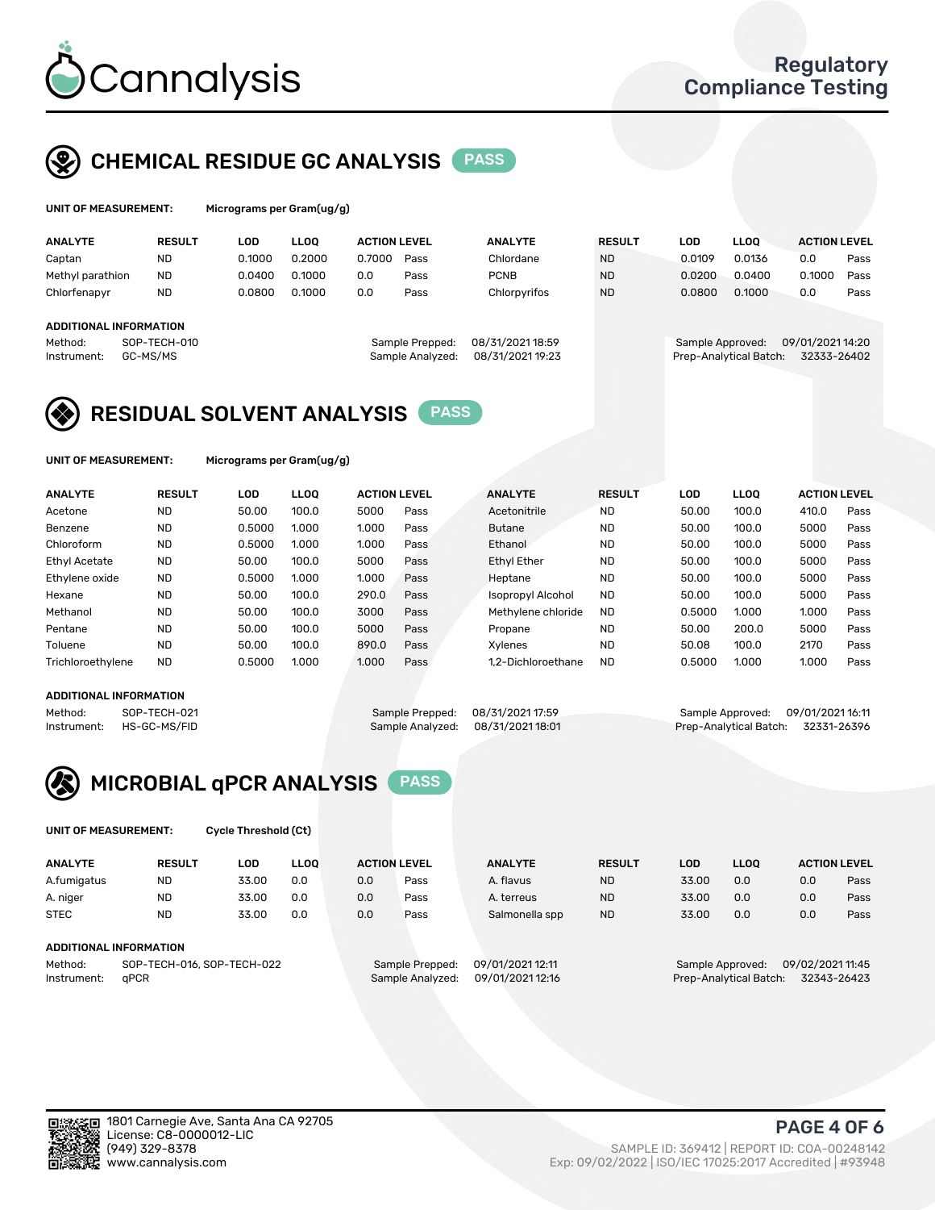Cannalysis

Regulatory Compliance Testing

## CHEMICAL RESIDUE GC ANALYSIS PASS

**UNIT OF MEASUREMENT:** Micrograms per Gram(ug/g)

| ANALYTE | RESULT | LOD | LLOQ | ACTION LEVEL | | ANALYTE | RESULT | LOD | LLOQ | ACTION LEVEL | |
|---|---|---|---|---|---|---|---|---|---|---|---|
| Captan | ND | 0.1000 | 0.2000 | 0.7000 | Pass | Chlordane | ND | 0.0109 | 0.0136 | 0.0 | Pass |
| Methyl parathion | ND | 0.0400 | 0.1000 | 0.0 | Pass | PCNB | ND | 0.0200 | 0.0400 | 0.1000 | Pass |
| Chlorfenapyr | ND | 0.0800 | 0.1000 | 0.0 | Pass | Chlorpyrifos | ND | 0.0800 | 0.1000 | 0.0 | Pass |

**ADDITIONAL INFORMATION**

Method: SOP-TECH-010
Instrument: GC-MS/MS
Sample Prepped: 08/31/2021 18:59
Sample Analyzed: 08/31/2021 19:23
Sample Approved: 09/01/2021 14:20
Prep-Analytical Batch: 32333-26402

## RESIDUAL SOLVENT ANALYSIS PASS

**UNIT OF MEASUREMENT:** Micrograms per Gram(ug/g)

| ANALYTE | RESULT | LOD | LLOQ | ACTION LEVEL | | ANALYTE | RESULT | LOD | LLOQ | ACTION LEVEL | |
|---|---|---|---|---|---|---|---|---|---|---|---|
| Acetone | ND | 50.00 | 100.0 | 5000 | Pass | Acetonitrile | ND | 50.00 | 100.0 | 410.0 | Pass |
| Benzene | ND | 0.5000 | 1.000 | 1.000 | Pass | Butane | ND | 50.00 | 100.0 | 5000 | Pass |
| Chloroform | ND | 0.5000 | 1.000 | 1.000 | Pass | Ethanol | ND | 50.00 | 100.0 | 5000 | Pass |
| Ethyl Acetate | ND | 50.00 | 100.0 | 5000 | Pass | Ethyl Ether | ND | 50.00 | 100.0 | 5000 | Pass |
| Ethylene oxide | ND | 0.5000 | 1.000 | 1.000 | Pass | Heptane | ND | 50.00 | 100.0 | 5000 | Pass |
| Hexane | ND | 50.00 | 100.0 | 290.0 | Pass | Isopropyl Alcohol | ND | 50.00 | 100.0 | 5000 | Pass |
| Methanol | ND | 50.00 | 100.0 | 3000 | Pass | Methylene chloride | ND | 0.5000 | 1.000 | 1.000 | Pass |
| Pentane | ND | 50.00 | 100.0 | 5000 | Pass | Propane | ND | 50.00 | 200.0 | 5000 | Pass |
| Toluene | ND | 50.00 | 100.0 | 890.0 | Pass | Xylenes | ND | 50.08 | 100.0 | 2170 | Pass |
| Trichloroethylene | ND | 0.5000 | 1.000 | 1.000 | Pass | 1,2-Dichloroethane | ND | 0.5000 | 1.000 | 1.000 | Pass |

**ADDITIONAL INFORMATION**

Method: SOP-TECH-021
Instrument: HS-GC-MS/FID
Sample Prepped: 08/31/2021 17:59
Sample Analyzed: 08/31/2021 18:01
Sample Approved: 09/01/2021 16:11
Prep-Analytical Batch: 32331-26396

## MICROBIAL qPCR ANALYSIS PASS

**UNIT OF MEASUREMENT:** Cycle Threshold (Ct)

| ANALYTE | RESULT | LOD | LLOQ | ACTION LEVEL | | ANALYTE | RESULT | LOD | LLOQ | ACTION LEVEL | |
|---|---|---|---|---|---|---|---|---|---|---|---|
| A.fumigatus | ND | 33.00 | 0.0 | 0.0 | Pass | A. flavus | ND | 33.00 | 0.0 | 0.0 | Pass |
| A. niger | ND | 33.00 | 0.0 | 0.0 | Pass | A. terreus | ND | 33.00 | 0.0 | 0.0 | Pass |
| STEC | ND | 33.00 | 0.0 | 0.0 | Pass | Salmonella spp | ND | 33.00 | 0.0 | 0.0 | Pass |

**ADDITIONAL INFORMATION**

Method: SOP-TECH-016, SOP-TECH-022
Instrument: qPCR
Sample Prepped: 09/01/2021 12:11
Sample Analyzed: 09/01/2021 12:16
Sample Approved: 09/02/2021 11:45
Prep-Analytical Batch: 32343-26423

1801 Carnegie Ave, Santa Ana CA 92705
License: C8-0000012-LIC
(949) 329-8378
www.cannalysis.com

SAMPLE ID: 369412 | REPORT ID: COA-00248142
Exp: 09/02/2022 | ISO/IEC 17025:2017 Accredited | #93948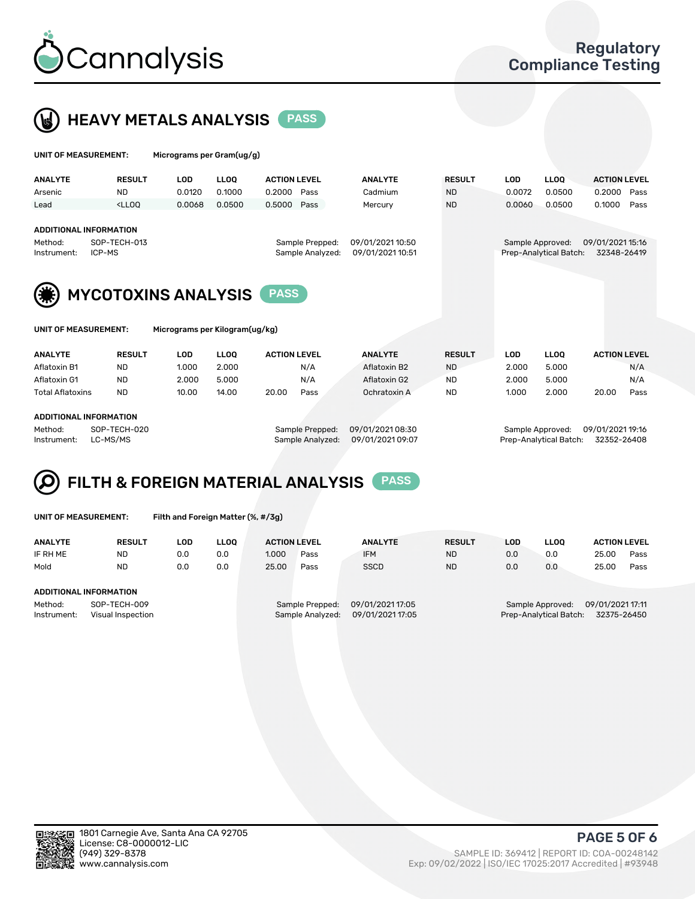# Cannalysis

## Regulatory Compliance Testing

## HEAVY METALS ANALYSIS PASS

**UNIT OF MEASUREMENT:** Micrograms per Gram(ug/g)

| ANALYTE | RESULT | LOD | LLOQ | ACTION LEVEL | | ANALYTE | RESULT | LOD | LLOQ | ACTION LEVEL | |
|---|---|---|---|---|---|---|---|---|---|---|---|
| Arsenic | ND | 0.0120 | 0.1000 | 0.2000 | Pass | Cadmium | ND | 0.0072 | 0.0500 | 0.2000 | Pass |
| Lead | <LLOQ | 0.0068 | 0.0500 | 0.5000 | Pass | Mercury | ND | 0.0060 | 0.0500 | 0.1000 | Pass |

**ADDITIONAL INFORMATION**

Method: SOP-TECH-013
Instrument: ICP-MS
Sample Prepped: 09/01/2021 10:50
Sample Analyzed: 09/01/2021 10:51
Sample Approved: 09/01/2021 15:16
Prep-Analytical Batch: 32348-26419

## MYCOTOXINS ANALYSIS PASS

**UNIT OF MEASUREMENT:** Micrograms per Kilogram(ug/kg)

| ANALYTE | RESULT | LOD | LLOQ | ACTION LEVEL | | ANALYTE | RESULT | LOD | LLOQ | ACTION LEVEL | |
|---|---|---|---|---|---|---|---|---|---|---|---|
| Aflatoxin B1 | ND | 1.000 | 2.000 | | N/A | Aflatoxin B2 | ND | 2.000 | 5.000 | | N/A |
| Aflatoxin G1 | ND | 2.000 | 5.000 | | N/A | Aflatoxin G2 | ND | 2.000 | 5.000 | | N/A |
| Total Aflatoxins | ND | 10.00 | 14.00 | 20.00 | Pass | Ochratoxin A | ND | 1.000 | 2.000 | 20.00 | Pass |

**ADDITIONAL INFORMATION**

Method: SOP-TECH-020
Instrument: LC-MS/MS
Sample Prepped: 09/01/2021 08:30
Sample Analyzed: 09/01/2021 09:07
Sample Approved: 09/01/2021 19:16
Prep-Analytical Batch: 32352-26408

## FILTH & FOREIGN MATERIAL ANALYSIS PASS

**UNIT OF MEASUREMENT:** Filth and Foreign Matter (%, #/3g)

| ANALYTE | RESULT | LOD | LLOQ | ACTION LEVEL | | ANALYTE | RESULT | LOD | LLOQ | ACTION LEVEL | |
|---|---|---|---|---|---|---|---|---|---|---|---|
| IF RH ME | ND | 0.0 | 0.0 | 1.000 | Pass | IFM | ND | 0.0 | 0.0 | 25.00 | Pass |
| Mold | ND | 0.0 | 0.0 | 25.00 | Pass | SSCD | ND | 0.0 | 0.0 | 25.00 | Pass |

**ADDITIONAL INFORMATION**

Method: SOP-TECH-009
Instrument: Visual Inspection
Sample Prepped: 09/01/2021 17:05
Sample Analyzed: 09/01/2021 17:05
Sample Approved: 09/01/2021 17:11
Prep-Analytical Batch: 32375-26450

1801 Carnegie Ave, Santa Ana CA 92705
License: C8-0000012-LIC
(949) 329-8378
www.cannalysis.com

SAMPLE ID: 369412 | REPORT ID: COA-00248142
Exp: 09/02/2022 | ISO/IEC 17025:2017 Accredited | #93948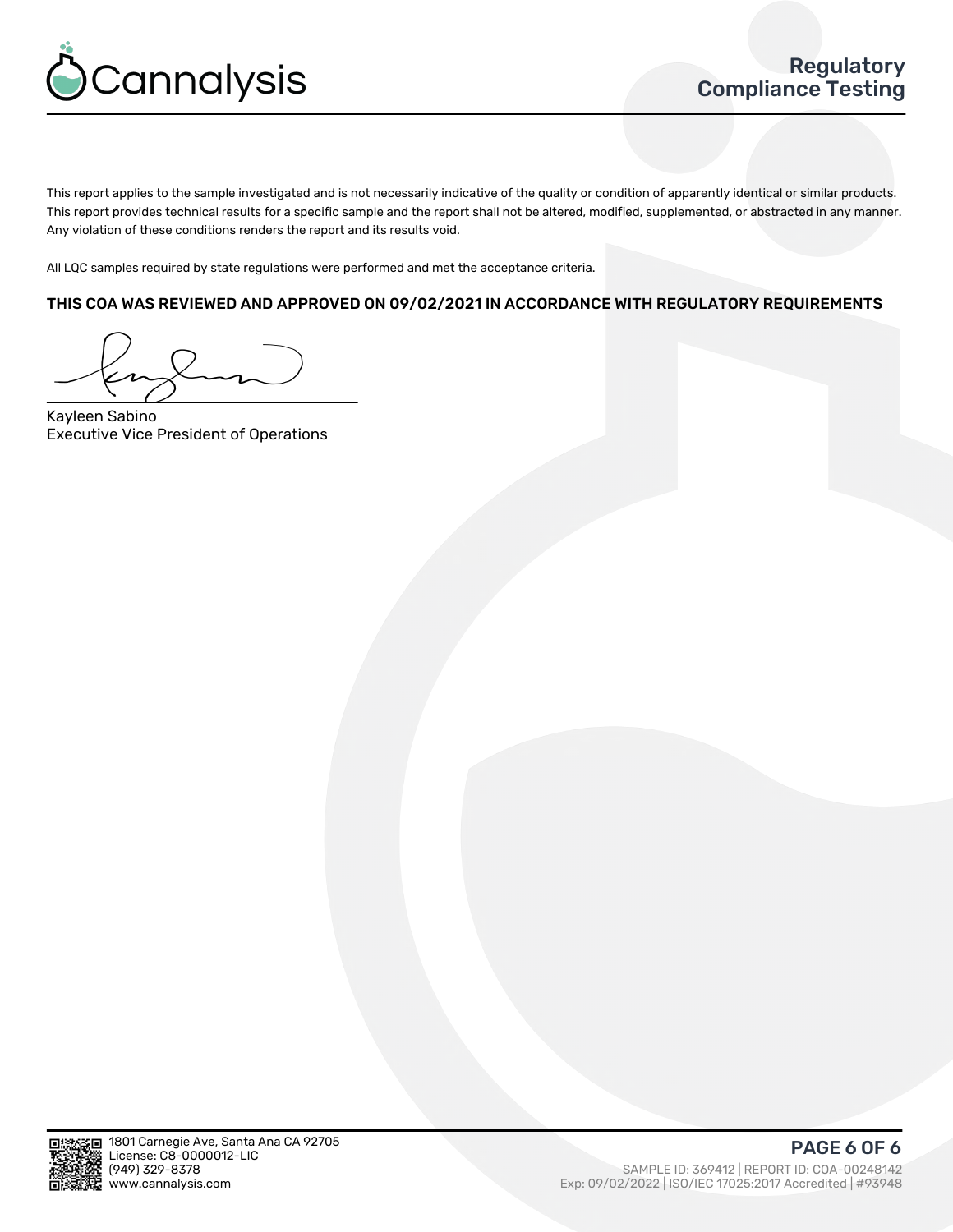This report applies to the sample investigated and is not necessarily indicative of the quality or condition of apparently identical or similar products. This report provides technical results for a specific sample and the report shall not be altered, modified, supplemented, or abstracted in any manner. Any violation of these conditions renders the report and its results void.

All LQC samples required by state regulations were performed and met the acceptance criteria.

**THIS COA WAS REVIEWED AND APPROVED ON 09/02/2021 IN ACCORDANCE WITH REGULATORY REQUIREMENTS**

Kayleen Sabino
Executive Vice President of Operations

1801 Carnegie Ave, Santa Ana CA 92705
License: C8-0000012-LIC
(949) 329-8378
www.cannalysis.com

SAMPLE ID: 369412 | REPORT ID: COA-00248142
Exp: 09/02/2022 | ISO/IEC 17025:2017 Accredited | #93948